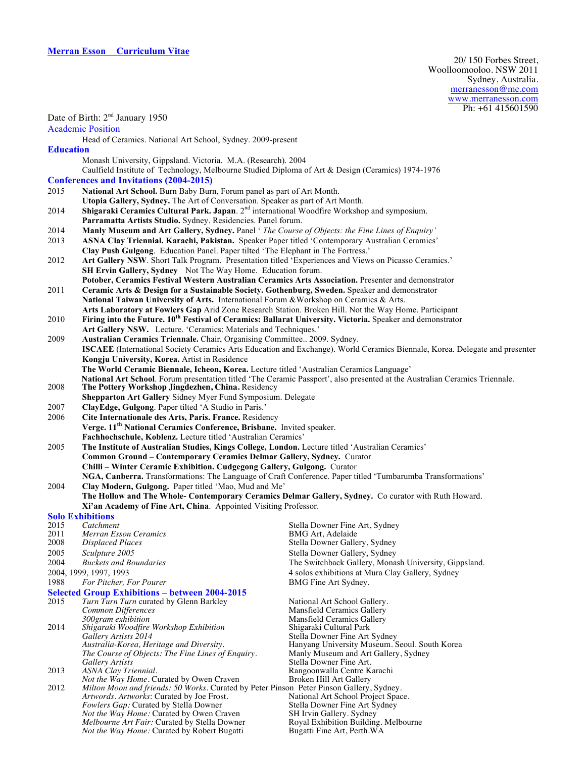# Merran Esson Curriculum Vitae

20/ 150 Forbes Street,
Woolloomooloo. NSW 2011
Sydney. Australia.
merranesson@me.com
www.merranesson.com
Ph: +61 415601590

Date of Birth: 2nd January 1950

## Academic Position

Head of Ceramics. National Art School, Sydney. 2009-present

## Education

Monash University, Gippsland. Victoria. M.A. (Research). 2004
Caulfield Institute of Technology, Melbourne Studied Diploma of Art & Design (Ceramics) 1974-1976

## Conferences and Invitations (2004-2015)

2015 **National Art School.** Burn Baby Burn, Forum panel as part of Art Month.
**Utopia Gallery, Sydney.** The Art of Conversation. Speaker as part of Art Month.

2014 **Shigaraki Ceramics Cultural Park. Japan**. 2nd international Woodfire Workshop and symposium.
**Parramatta Artists Studio.** Sydney. Residencies. Panel forum.

2014 **Manly Museum and Art Gallery, Sydney.** Panel ‘ *The Course of Objects: the Fine Lines of Enquiry’*

2013 **ASNA Clay Triennial. Karachi, Pakistan.** Speaker Paper titled ‘Contemporary Australian Ceramics’
**Clay Push Gulgong**. Education Panel. Paper tilted ‘The Elephant in The Fortress.’

2012 **Art Gallery NSW**. Short Talk Program. Presentation titled ‘Experiences and Views on Picasso Ceramics.’
**SH Ervin Gallery, Sydney** Not The Way Home. Education forum.
**Potober, Ceramics Festival Western Australian Ceramics Arts Association.** Presenter and demonstrator

2011 **Ceramic Arts & Design for a Sustainable Society. Gothenburg, Sweden.** Speaker and demonstrator
**National Taiwan University of Arts.** International Forum &Workshop on Ceramics & Arts.
**Arts Laboratory at Fowlers Gap** Arid Zone Research Station. Broken Hill. Not the Way Home. Participant

2010 **Firing into the Future. 10th Festival of Ceramics: Ballarat University. Victoria.** Speaker and demonstrator
**Art Gallery NSW.** Lecture. ‘Ceramics: Materials and Techniques.’

2009 **Australian Ceramics Triennale.** Chair, Organising Committee.. 2009. Sydney.
**ISCAEE** (International Society Ceramics Arts Education and Exchange). World Ceramics Biennale, Korea. Delegate and presenter
**Kongju University, Korea.** Artist in Residence
**The World Ceramic Biennale, Icheon, Korea.** Lecture titled ‘Australian Ceramics Language’
**National Art School**. Forum presentation titled ‘The Ceramic Passport’, also presented at the Australian Ceramics Triennale.

2008 **The Pottery Workshop Jingdezhen, China.** Residency
**Shepparton Art Gallery** Sidney Myer Fund Symposium. Delegate

2007 **ClayEdge, Gulgong**. Paper tilted ‘A Studio in Paris.’

2006 **Cite Internationale des Arts, Paris. France.** Residency
**Verge. 11th National Ceramics Conference, Brisbane.** Invited speaker.
**Fachhochschule, Koblenz.** Lecture titled ‘Australian Ceramics’

2005 **The Institute of Australian Studies, Kings College, London.** Lecture titled ‘Australian Ceramics’
**Common Ground – Contemporary Ceramics Delmar Gallery, Sydney.** Curator
**Chilli – Winter Ceramic Exhibition. Cudgegong Gallery, Gulgong.** Curator
**NGA, Canberra.** Transformations: The Language of Craft Conference. Paper titled ‘Tumbarumba Transformations’

2004 **Clay Modern, Gulgong.** Paper titled ‘Mao, Mud and Me’
**The Hollow and The Whole- Contemporary Ceramics Delmar Gallery, Sydney.** Co curator with Ruth Howard.
**Xi’an Academy of Fine Art, China**. Appointed Visiting Professor.

## Solo Exhibitions

| Year | Title | Venue |
|---|---|---|
| 2015 | *Catchment* | Stella Downer Fine Art, Sydney |
| 2011 | *Merran Esson Ceramics* | BMG Art, Adelaide |
| 2008 | *Displaced Places* | Stella Downer Gallery, Sydney |
| 2005 | *Sculpture 2005* | Stella Downer Gallery, Sydney |
| 2004 | *Buckets and Boundaries* | The Switchback Gallery, Monash University, Gippsland. |
| 2004, 1999, 1997, 1993 | | 4 solos exhibitions at Mura Clay Gallery, Sydney |
| 1988 | *For Pitcher, For Pourer* | BMG Fine Art Sydney. |

## Selected Group Exhibitions – between 2004-2015

| Year | Title | Venue |
|---|---|---|
| 2015 | *Turn Turn Turn* curated by Glenn Barkley | National Art School Gallery. |
| | *Common Differences* | Mansfield Ceramics Gallery |
| | *300gram exhibition* | Mansfield Ceramics Gallery |
| 2014 | *Shigaraki Woodfire Workshop Exhibition* | Shigaraki Cultural Park |
| | *Gallery Artists 2014* | Stella Downer Fine Art Sydney |
| | *Australia-Korea, Heritage and Diversity*. | Hanyang University Museum. Seoul. South Korea |
| | *The Course of Objects: The Fine Lines of Enquiry*. | Manly Museum and Art Gallery, Sydney |
| | *Gallery Artists* | Stella Downer Fine Art. |
| 2013 | *ASNA Clay Triennial*. | Rangoonwalla Centre Karachi |
| | *Not the Way Home*. Curated by Owen Craven | Broken Hill Art Gallery |
| 2012 | *Milton Moon and friends: 50 Works*. Curated by Peter Pinson | Peter Pinson Gallery, Sydney. |
| | *Artwords. Artworks*: Curated by Joe Frost. | National Art School Project Space. |
| | *Fowlers Gap:* Curated by Stella Downer | Stella Downer Fine Art Sydney |
| | *Not the Way Home:* Curated by Owen Craven | SH Irvin Gallery. Sydney |
| | *Melbourne Art Fair:* Curated by Stella Downer | Royal Exhibition Building. Melbourne |
| | *Not the Way Home:* Curated by Robert Bugatti | Bugatti Fine Art, Perth.WA |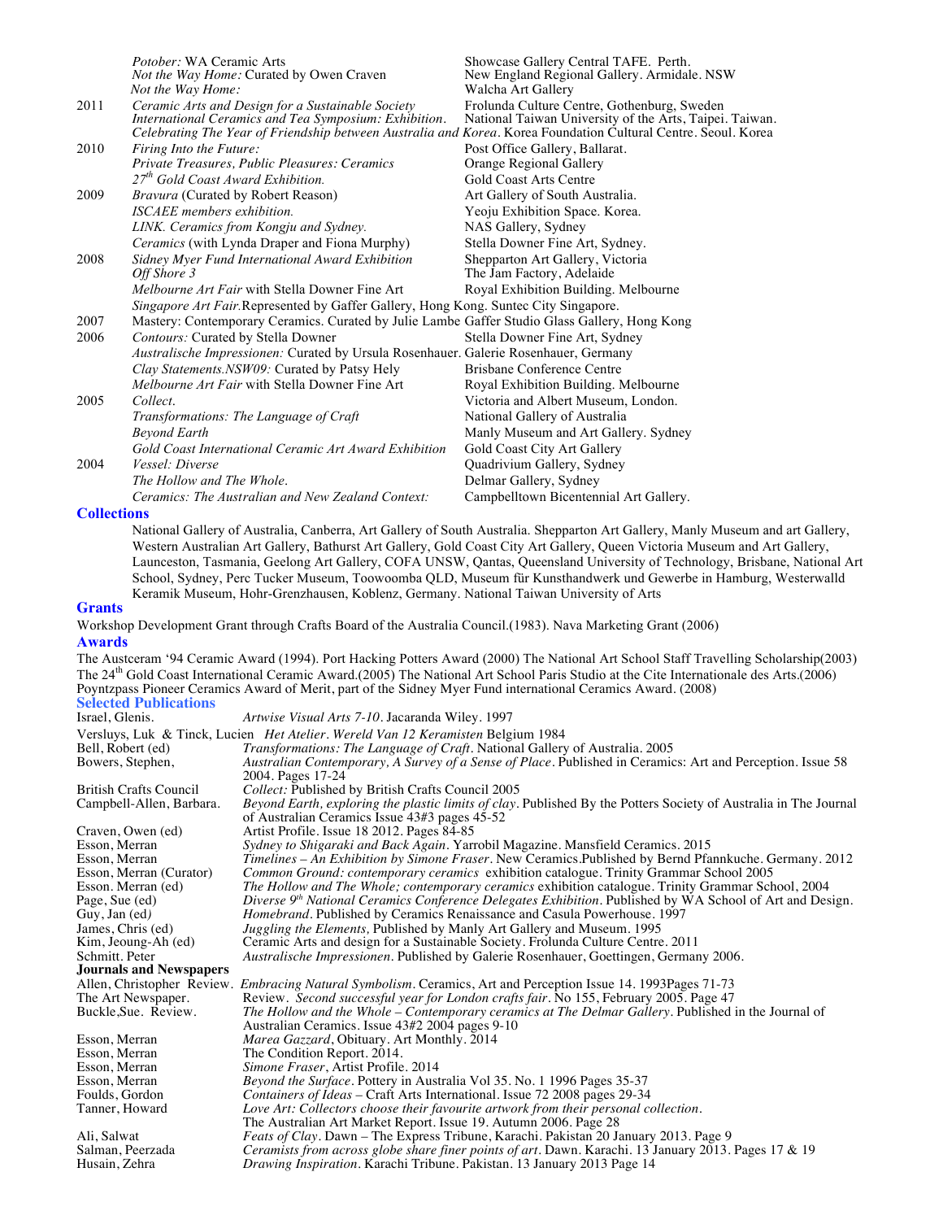| | | |
|---|---|---|
| | *Potober:* WA Ceramic Arts | Showcase Gallery Central TAFE. Perth. |
| | *Not the Way Home:* Curated by Owen Craven | New England Regional Gallery. Armidale. NSW |
| | *Not the Way Home:* | Walcha Art Gallery |
| 2011 | *Ceramic Arts and Design for a Sustainable Society* | Frolunda Culture Centre, Gothenburg, Sweden |
| | *International Ceramics and Tea Symposium: Exhibition.* | National Taiwan University of the Arts, Taipei. Taiwan. |
| | *Celebrating The Year of Friendship between Australia and Korea*. Korea Foundation Cultural Centre. Seoul. Korea | |
| 2010 | *Firing Into the Future:* | Post Office Gallery, Ballarat. |
| | *Private Treasures, Public Pleasures: Ceramics* | Orange Regional Gallery |
| | *27th Gold Coast Award Exhibition.* | Gold Coast Arts Centre |
| 2009 | *Bravura* (Curated by Robert Reason) | Art Gallery of South Australia. |
| | *ISCAEE members exhibition.* | Yeoju Exhibition Space. Korea. |
| | *LINK. Ceramics from Kongju and Sydney.* | NAS Gallery, Sydney |
| | *Ceramics* (with Lynda Draper and Fiona Murphy) | Stella Downer Fine Art, Sydney. |
| 2008 | *Sidney Myer Fund International Award Exhibition* | Shepparton Art Gallery, Victoria |
| | *Off Shore 3* | The Jam Factory, Adelaide |
| | *Melbourne Art Fair* with Stella Downer Fine Art | Royal Exhibition Building. Melbourne |
| | *Singapore Art Fair.* Represented by Gaffer Gallery, Hong Kong. Suntec City Singapore. | |
| 2007 | Mastery: Contemporary Ceramics. Curated by Julie Lambe Gaffer Studio Glass Gallery, Hong Kong | |
| 2006 | *Contours:* Curated by Stella Downer | Stella Downer Fine Art, Sydney |
| | *Australische Impressionen:* Curated by Ursula Rosenhauer. Galerie Rosenhauer, Germany | |
| | *Clay Statements.NSW09:* Curated by Patsy Hely | Brisbane Conference Centre |
| | *Melbourne Art Fair* with Stella Downer Fine Art | Royal Exhibition Building. Melbourne |
| 2005 | *Collect.* | Victoria and Albert Museum, London. |
| | *Transformations: The Language of Craft* | National Gallery of Australia |
| | *Beyond Earth* | Manly Museum and Art Gallery. Sydney |
| | *Gold Coast International Ceramic Art Award Exhibition* | Gold Coast City Art Gallery |
| 2004 | *Vessel: Diverse* | Quadrivium Gallery, Sydney |
| | *The Hollow and The Whole.* | Delmar Gallery, Sydney |
| | *Ceramics: The Australian and New Zealand Context:* | Campbelltown Bicentennial Art Gallery. |

## Collections

National Gallery of Australia, Canberra, Art Gallery of South Australia. Shepparton Art Gallery, Manly Museum and art Gallery, Western Australian Art Gallery, Bathurst Art Gallery, Gold Coast City Art Gallery, Queen Victoria Museum and Art Gallery, Launceston, Tasmania, Geelong Art Gallery, COFA UNSW, Qantas, Queensland University of Technology, Brisbane, National Art School, Sydney, Perc Tucker Museum, Toowoomba QLD, Museum für Kunsthandwerk und Gewerbe in Hamburg, Westerwalld Keramik Museum, Hohr-Grenzhausen, Koblenz, Germany. National Taiwan University of Arts

## Grants

Workshop Development Grant through Crafts Board of the Australia Council.(1983). Nava Marketing Grant (2006)

## Awards

The Austceram '94 Ceramic Award (1994). Port Hacking Potters Award (2000) The National Art School Staff Travelling Scholarship(2003) The 24th Gold Coast International Ceramic Award.(2005) The National Art School Paris Studio at the Cite Internationale des Arts.(2006) Poyntzpass Pioneer Ceramics Award of Merit, part of the Sidney Myer Fund international Ceramics Award. (2008)

## Selected Publications

| | |
|---|---|
| Israel, Glenis. | *Artwise Visual Arts 7-10*. Jacaranda Wiley. 1997 |
| Versluys, Luk & Tinck, Lucien | *Het Atelier. Wereld Van 12 Keramisten* Belgium 1984 |
| Bell, Robert (ed) | *Transformations: The Language of Craft*. National Gallery of Australia. 2005 |
| Bowers, Stephen, | *Australian Contemporary, A Survey of a Sense of Place*. Published in Ceramics: Art and Perception. Issue 58 2004. Pages 17-24 |
| British Crafts Council | *Collect:* Published by British Crafts Council 2005 |
| Campbell-Allen, Barbara. | *Beyond Earth, exploring the plastic limits of clay*. Published By the Potters Society of Australia in The Journal of Australian Ceramics Issue 43#3 pages 45-52 |
| Craven, Owen (ed) | Artist Profile. Issue 18 2012. Pages 84-85 |
| Esson, Merran | *Sydney to Shigaraki and Back Again*. Yarrobil Magazine. Mansfield Ceramics. 2015 |
| Esson, Merran | *Timelines – An Exhibition by Simone Fraser*. New Ceramics.Published by Bernd Pfannkuche. Germany. 2012 |
| Esson, Merran (Curator) | *Common Ground: contemporary ceramics* exhibition catalogue. Trinity Grammar School 2005 |
| Esson. Merran (ed) | *The Hollow and The Whole; contemporary ceramics* exhibition catalogue. Trinity Grammar School, 2004 |
| Page, Sue (ed) | *Diverse 9th National Ceramics Conference Delegates Exhibition*. Published by WA School of Art and Design. |
| Guy, Jan (ed) | *Homebrand*. Published by Ceramics Renaissance and Casula Powerhouse. 1997 |
| James, Chris (ed) | *Juggling the Elements,* Published by Manly Art Gallery and Museum. 1995 |
| Kim, Jeoung-Ah (ed) | Ceramic Arts and design for a Sustainable Society. Frolunda Culture Centre. 2011 |
| Schmitt. Peter | *Australische Impressionen*. Published by Galerie Rosenhauer, Goettingen, Germany 2006. |

**Journals and Newspapers**

| | |
|---|---|
| Allen, Christopher Review. | *Embracing Natural Symbolism*. Ceramics, Art and Perception Issue 14. 1993Pages 71-73 |
| The Art Newspaper. | Review. *Second successful year for London crafts fair*. No 155, February 2005. Page 47 |
| Buckle,Sue. Review. | *The Hollow and the Whole – Contemporary ceramics at The Delmar Gallery*. Published in the Journal of Australian Ceramics. Issue 43#2 2004 pages 9-10 |
| Esson, Merran | *Marea Gazzard*, Obituary. Art Monthly. 2014 |
| Esson, Merran | The Condition Report. 2014. |
| Esson, Merran | *Simone Fraser*, Artist Profile. 2014 |
| Esson, Merran | *Beyond the Surface*. Pottery in Australia Vol 35. No. 1 1996 Pages 35-37 |
| Foulds, Gordon | *Containers of Ideas* – Craft Arts International. Issue 72 2008 pages 29-34 |
| Tanner, Howard | *Love Art: Collectors choose their favourite artwork from their personal collection*. The Australian Art Market Report. Issue 19. Autumn 2006. Page 28 |
| Ali, Salwat | *Feats of Clay*. Dawn – The Express Tribune, Karachi. Pakistan 20 January 2013. Page 9 |
| Salman, Peerzada | *Ceramists from across globe share finer points of art*. Dawn. Karachi. 13 January 2013. Pages 17 & 19 |
| Husain, Zehra | *Drawing Inspiration*. Karachi Tribune. Pakistan. 13 January 2013 Page 14 |